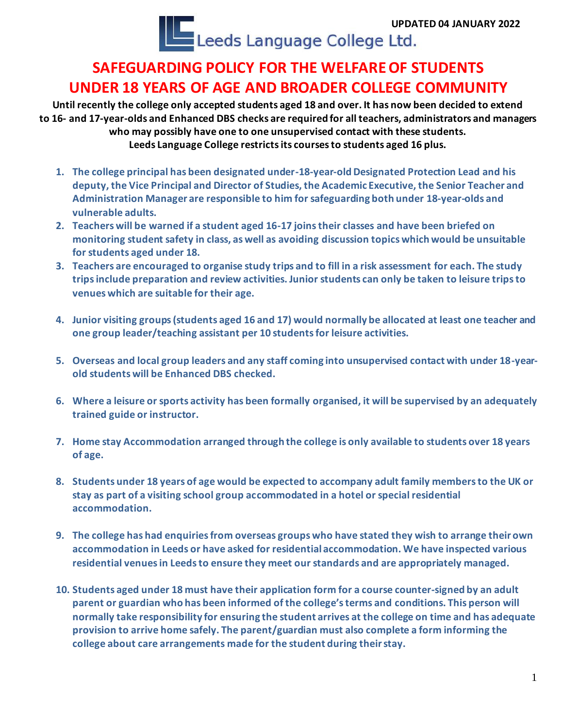UPDATED 04 JANUARY 2022

Leeds Language College Ltd.

# SAFEGUARDING POLICY FOR THE WELFARE OF STUDENTS UNDER 18 YEARS OF AGE AND BROADER COLLEGE COMMUNITY

**Until recently the college only accepted students aged 18 and over. It has now been decided to extend to 16- and 17-year-olds and Enhanced DBS checks are required for all teachers, administrators and managers who may possibly have one to one unsupervised contact with these students. Leeds Language College restricts its courses to students aged 16 plus.**

1. **The college principal has been designated under-18-year-old Designated Protection Lead and his deputy, the Vice Principal and Director of Studies, the Academic Executive, the Senior Teacher and Administration Manager are responsible to him for safeguarding both under 18-year-olds and vulnerable adults.**
2. **Teachers will be warned if a student aged 16-17 joins their classes and have been briefed on monitoring student safety in class, as well as avoiding discussion topics which would be unsuitable for students aged under 18.**
3. **Teachers are encouraged to organise study trips and to fill in a risk assessment for each. The study trips include preparation and review activities. Junior students can only be taken to leisure trips to venues which are suitable for their age.**
4. **Junior visiting groups (students aged 16 and 17) would normally be allocated at least one teacher and one group leader/teaching assistant per 10 students for leisure activities.**
5. **Overseas and local group leaders and any staff coming into unsupervised contact with under 18-year-old students will be Enhanced DBS checked.**
6. **Where a leisure or sports activity has been formally organised, it will be supervised by an adequately trained guide or instructor.**
7. **Home stay Accommodation arranged through the college is only available to students over 18 years of age.**
8. **Students under 18 years of age would be expected to accompany adult family members to the UK or stay as part of a visiting school group accommodated in a hotel or special residential accommodation.**
9. **The college has had enquiries from overseas groups who have stated they wish to arrange their own accommodation in Leeds or have asked for residential accommodation. We have inspected various residential venues in Leeds to ensure they meet our standards and are appropriately managed.**
10. **Students aged under 18 must have their application form for a course counter-signed by an adult parent or guardian who has been informed of the college's terms and conditions. This person will normally take responsibility for ensuring the student arrives at the college on time and has adequate provision to arrive home safely. The parent/guardian must also complete a form informing the college about care arrangements made for the student during their stay.**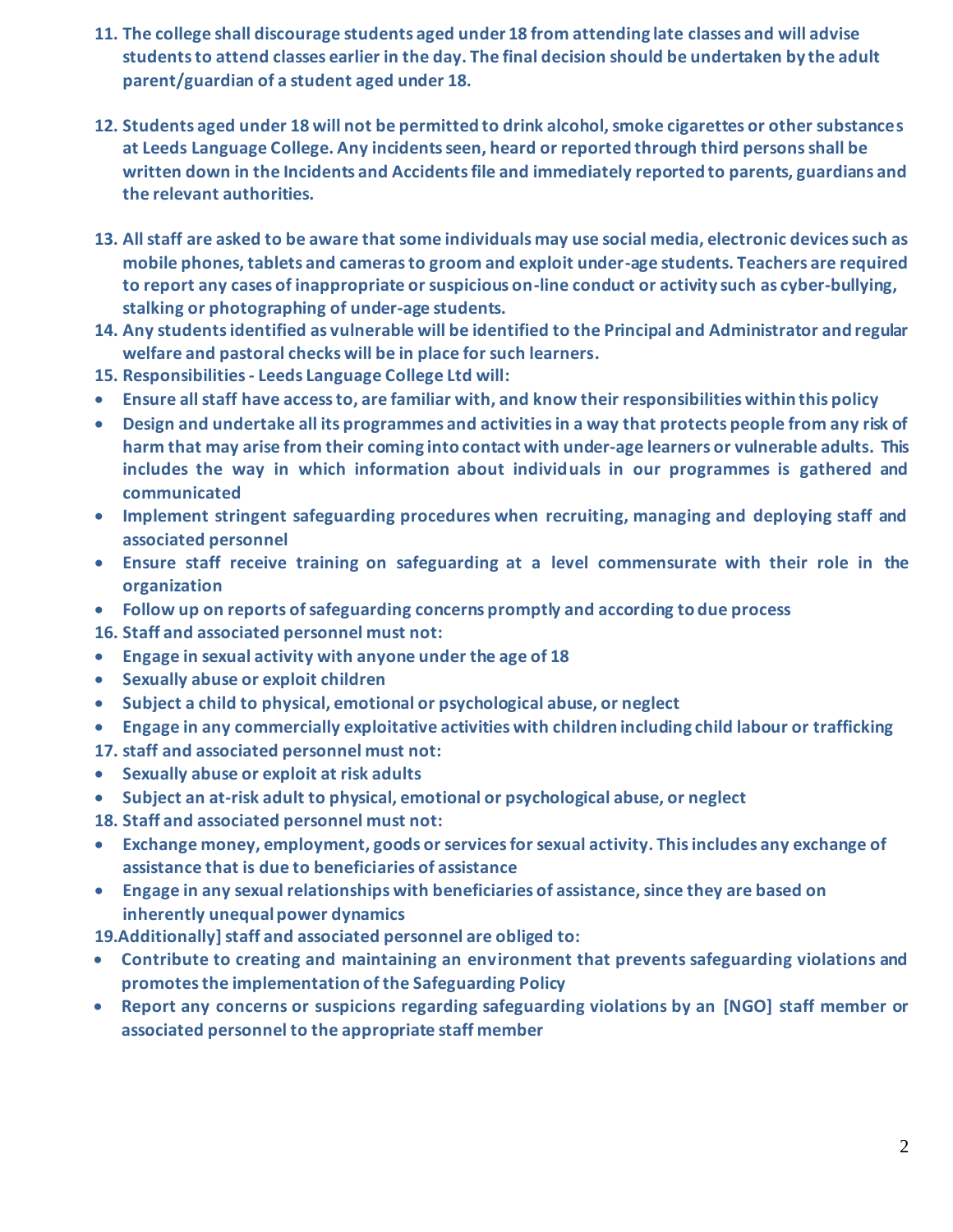11. **The college shall discourage students aged under 18 from attending late classes and will advise students to attend classes earlier in the day. The final decision should be undertaken by the adult parent/guardian of a student aged under 18.**

12. **Students aged under 18 will not be permitted to drink alcohol, smoke cigarettes or other substances at Leeds Language College. Any incidents seen, heard or reported through third persons shall be written down in the Incidents and Accidents file and immediately reported to parents, guardians and the relevant authorities.**

13. **All staff are asked to be aware that some individuals may use social media, electronic devices such as mobile phones, tablets and cameras to groom and exploit under-age students. Teachers are required to report any cases of inappropriate or suspicious on-line conduct or activity such as cyber-bullying, stalking or photographing of under-age students.**
14. **Any students identified as vulnerable will be identified to the Principal and Administrator and regular welfare and pastoral checks will be in place for such learners.**
15. **Responsibilities - Leeds Language College Ltd will:**

- **Ensure all staff have access to, are familiar with, and know their responsibilities within this policy**
- **Design and undertake all its programmes and activities in a way that protects people from any risk of harm that may arise from their coming into contact with under-age learners or vulnerable adults. This includes the way in which information about individuals in our programmes is gathered and communicated**
- **Implement stringent safeguarding procedures when recruiting, managing and deploying staff and associated personnel**
- **Ensure staff receive training on safeguarding at a level commensurate with their role in the organization**
- **Follow up on reports of safeguarding concerns promptly and according to due process**

16. **Staff and associated personnel must not:**

- **Engage in sexual activity with anyone under the age of 18**
- **Sexually abuse or exploit children**
- **Subject a child to physical, emotional or psychological abuse, or neglect**
- **Engage in any commercially exploitative activities with children including child labour or trafficking**

17. **staff and associated personnel must not:**

- **Sexually abuse or exploit at risk adults**
- **Subject an at-risk adult to physical, emotional or psychological abuse, or neglect**

18. **Staff and associated personnel must not:**

- **Exchange money, employment, goods or services for sexual activity. This includes any exchange of assistance that is due to beneficiaries of assistance**
- **Engage in any sexual relationships with beneficiaries of assistance, since they are based on inherently unequal power dynamics**

**19.Additionally] staff and associated personnel are obliged to:**

- **Contribute to creating and maintaining an environment that prevents safeguarding violations and promotes the implementation of the Safeguarding Policy**
- **Report any concerns or suspicions regarding safeguarding violations by an [NGO] staff member or associated personnel to the appropriate staff member**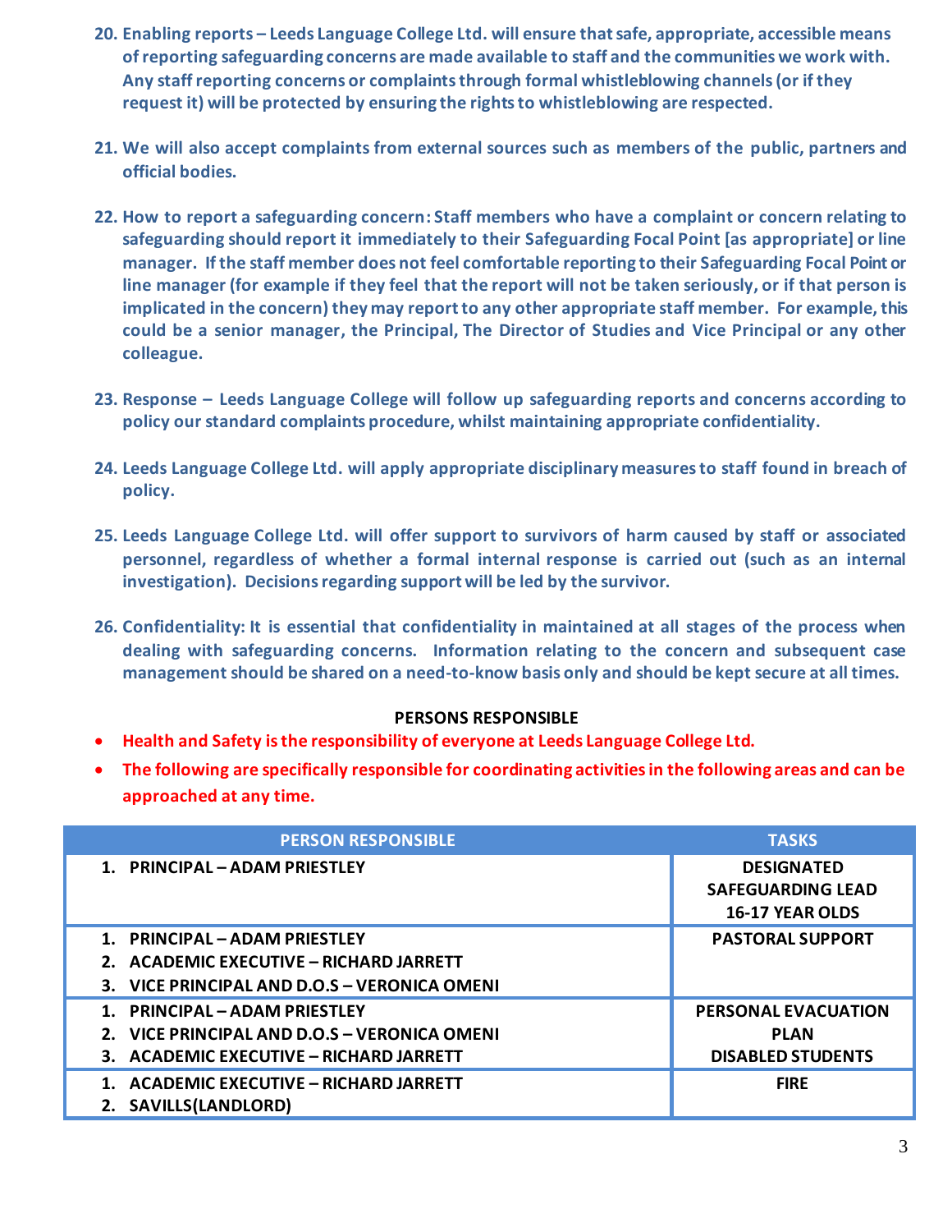20. **Enabling reports – Leeds Language College Ltd. will ensure that safe, appropriate, accessible means of reporting safeguarding concerns are made available to staff and the communities we work with. Any staff reporting concerns or complaints through formal whistleblowing channels (or if they request it) will be protected by ensuring the rights to whistleblowing are respected.**

21. **We will also accept complaints from external sources such as members of the public, partners and official bodies.**

22. **How to report a safeguarding concern: Staff members who have a complaint or concern relating to safeguarding should report it immediately to their Safeguarding Focal Point [as appropriate] or line manager. If the staff member does not feel comfortable reporting to their Safeguarding Focal Point or line manager (for example if they feel that the report will not be taken seriously, or if that person is implicated in the concern) they may report to any other appropriate staff member. For example, this could be a senior manager, the Principal, The Director of Studies and Vice Principal or any other colleague.**

23. **Response – Leeds Language College will follow up safeguarding reports and concerns according to policy our standard complaints procedure, whilst maintaining appropriate confidentiality.**

24. **Leeds Language College Ltd. will apply appropriate disciplinary measures to staff found in breach of policy.**

25. **Leeds Language College Ltd. will offer support to survivors of harm caused by staff or associated personnel, regardless of whether a formal internal response is carried out (such as an internal investigation). Decisions regarding support will be led by the survivor.**

26. **Confidentiality: It is essential that confidentiality in maintained at all stages of the process when dealing with safeguarding concerns. Information relating to the concern and subsequent case management should be shared on a need-to-know basis only and should be kept secure at all times.**

**PERSONS RESPONSIBLE**

- **Health and Safety is the responsibility of everyone at Leeds Language College Ltd.**
- **The following are specifically responsible for coordinating activities in the following areas and can be approached at any time.**

| PERSON RESPONSIBLE | TASKS |
|---|---|
| 1. PRINCIPAL – ADAM PRIESTLEY | DESIGNATED SAFEGUARDING LEAD 16-17 YEAR OLDS |
| 1. PRINCIPAL – ADAM PRIESTLEY<br>2. ACADEMIC EXECUTIVE – RICHARD JARRETT<br>3. VICE PRINCIPAL AND D.O.S – VERONICA OMENI | PASTORAL SUPPORT |
| 1. PRINCIPAL – ADAM PRIESTLEY<br>2. VICE PRINCIPAL AND D.O.S – VERONICA OMENI<br>3. ACADEMIC EXECUTIVE – RICHARD JARRETT | PERSONAL EVACUATION PLAN DISABLED STUDENTS |
| 1. ACADEMIC EXECUTIVE – RICHARD JARRETT<br>2. SAVILLS(LANDLORD) | FIRE |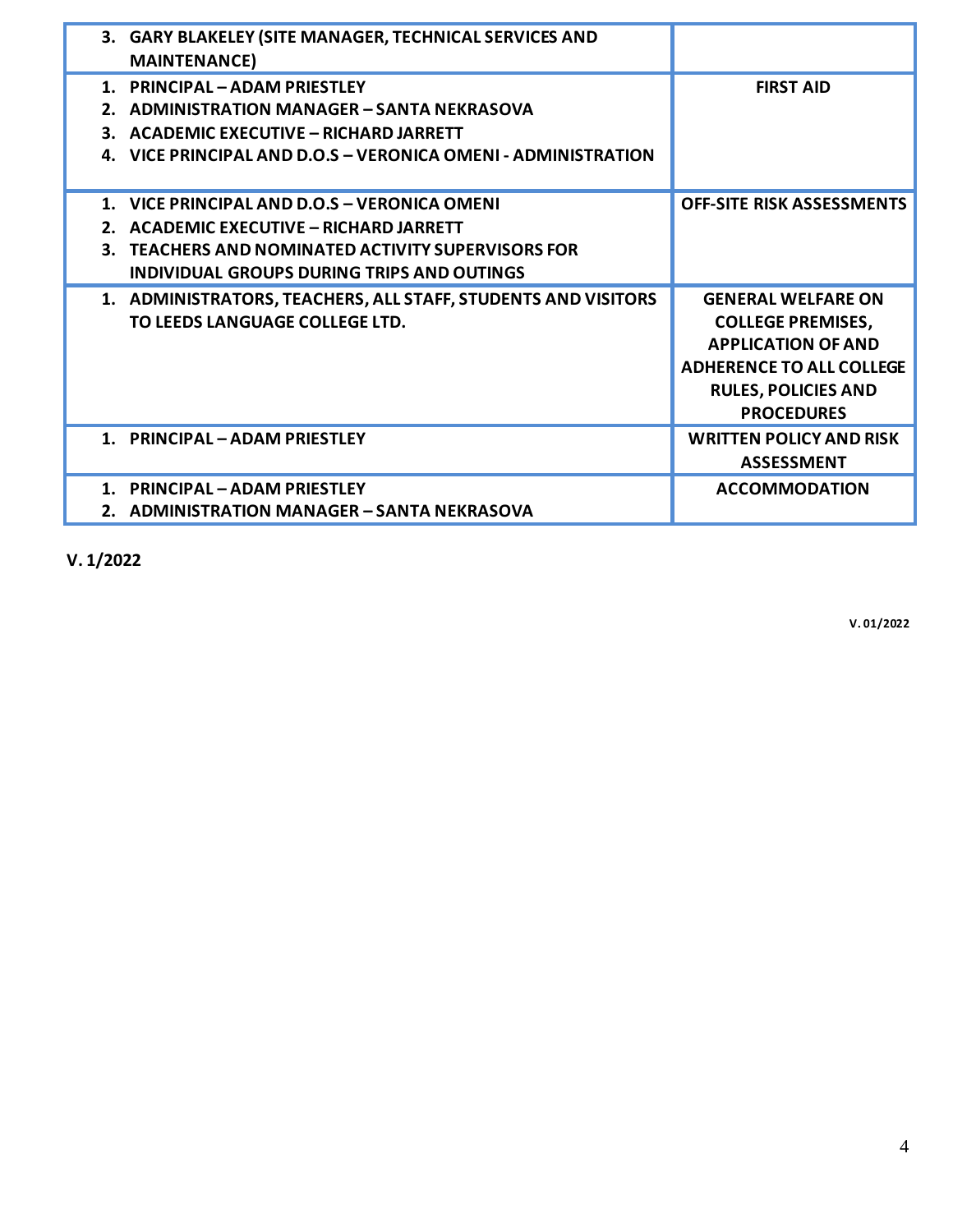| | |
|---|---|
| 3. **GARY BLAKELEY (SITE MANAGER, TECHNICAL SERVICES AND MAINTENANCE)** | |
| 1. **PRINCIPAL – ADAM PRIESTLEY**<br>2. **ADMINISTRATION MANAGER – SANTA NEKRASOVA**<br>3. **ACADEMIC EXECUTIVE – RICHARD JARRETT**<br>4. **VICE PRINCIPAL AND D.O.S – VERONICA OMENI - ADMINISTRATION** | **FIRST AID** |
| 1. **VICE PRINCIPAL AND D.O.S – VERONICA OMENI**<br>2. **ACADEMIC EXECUTIVE – RICHARD JARRETT**<br>3. **TEACHERS AND NOMINATED ACTIVITY SUPERVISORS FOR INDIVIDUAL GROUPS DURING TRIPS AND OUTINGS** | **OFF-SITE RISK ASSESSMENTS** |
| 1. **ADMINISTRATORS, TEACHERS, ALL STAFF, STUDENTS AND VISITORS TO LEEDS LANGUAGE COLLEGE LTD.** | **GENERAL WELFARE ON COLLEGE PREMISES, APPLICATION OF AND ADHERENCE TO ALL COLLEGE RULES, POLICIES AND PROCEDURES** |
| 1. **PRINCIPAL – ADAM PRIESTLEY** | **WRITTEN POLICY AND RISK ASSESSMENT** |
| 1. **PRINCIPAL – ADAM PRIESTLEY**<br>2. **ADMINISTRATION MANAGER – SANTA NEKRASOVA** | **ACCOMMODATION** |

**V. 1/2022**